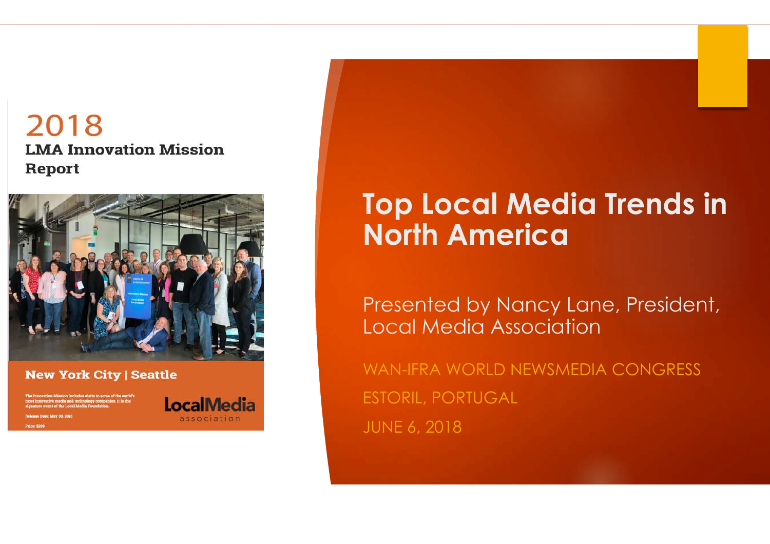# Top Local Media Trends in North America

Presented by Nancy Lane, President, Local Media Association

WAN-IFRA WORLD NEWSMEDIA CONGRESS

ESTORIL, PORTUGAL

JUNE 6, 2018

2018

**LMA Innovation Mission Report**

**New York City | Seattle**

The Innovation Mission includes visits to some of the world's most innovative media and technology companies. It is the signature event of the Local Media Foundation.

Release Date: May 30, 2018

Price: $299

LocalMedia association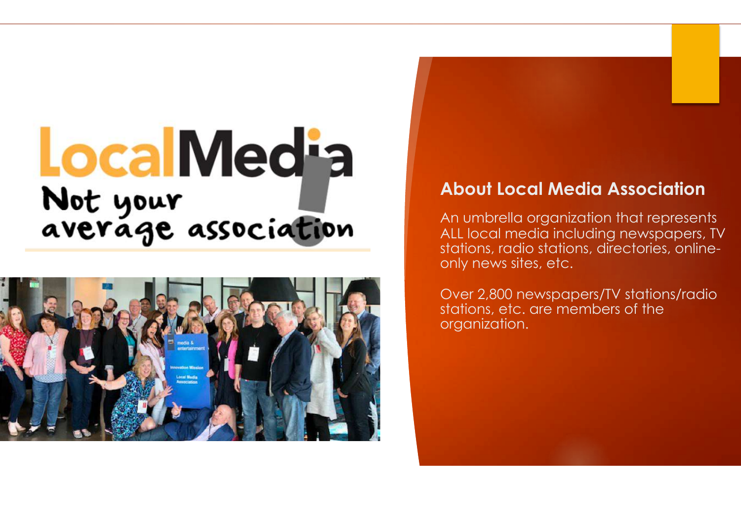LocalMedia
Not your average association

## About Local Media Association

An umbrella organization that represents ALL local media including newspapers, TV stations, radio stations, directories, online-only news sites, etc.

Over 2,800 newspapers/TV stations/radio stations, etc. are members of the organization.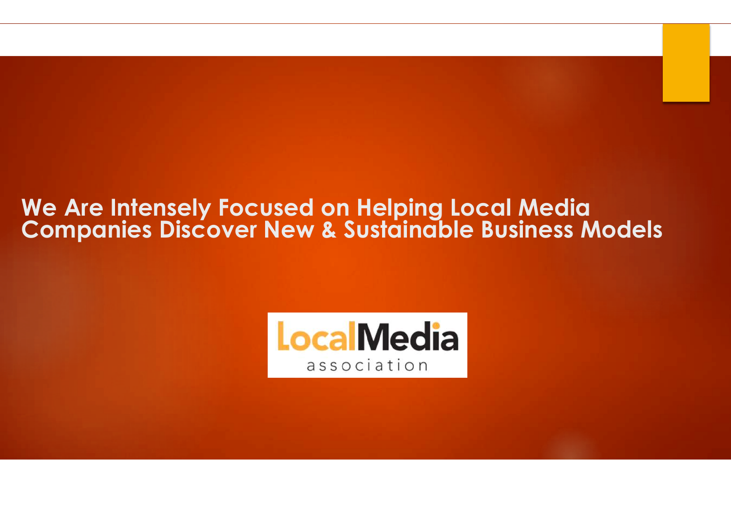# We Are Intensely Focused on Helping Local Media Companies Discover New & Sustainable Business Models

LocalMedia association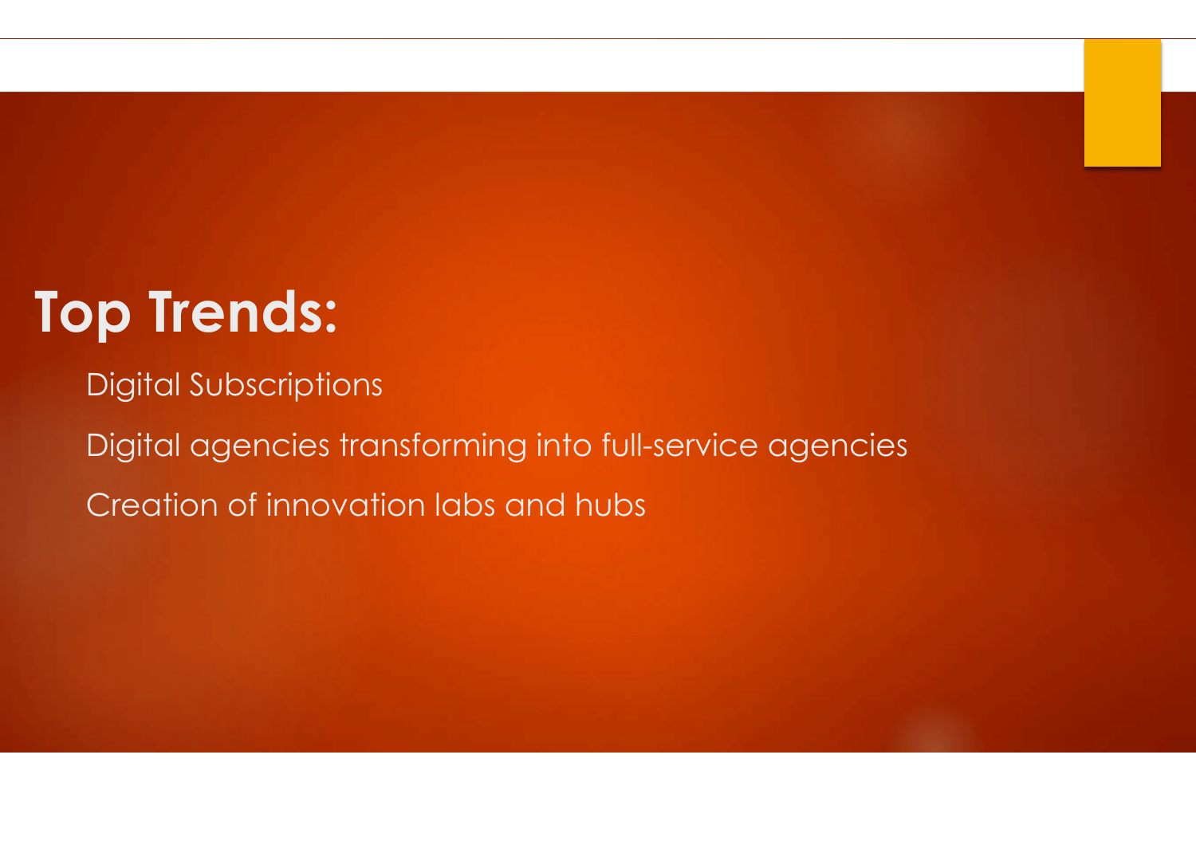# Top Trends:

- Digital Subscriptions
- Digital agencies transforming into full-service agencies
- Creation of innovation labs and hubs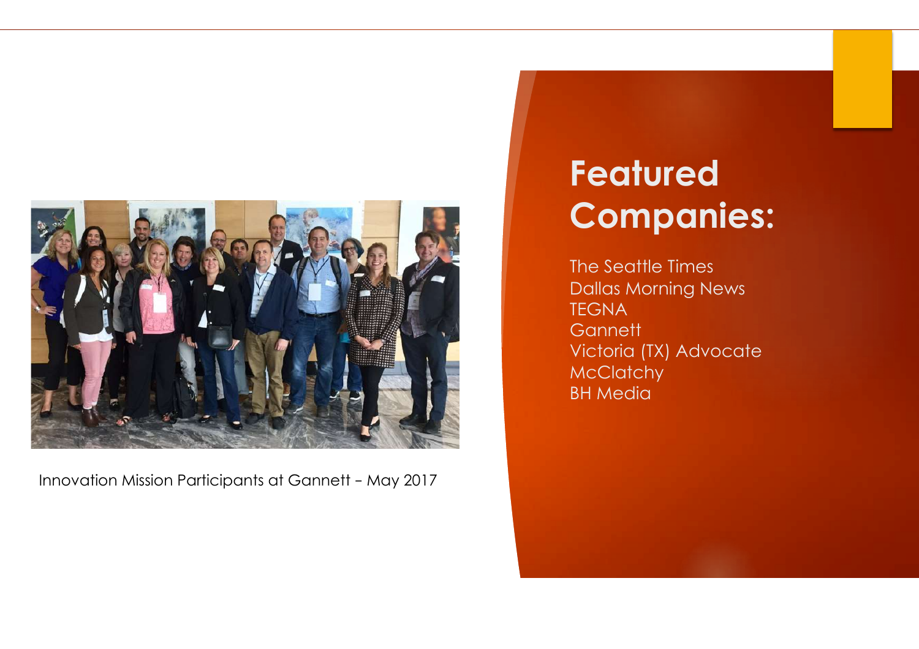Innovation Mission Participants at Gannett – May 2017

# Featured Companies:

The Seattle Times
Dallas Morning News
TEGNA
Gannett
Victoria (TX) Advocate
McClatchy
BH Media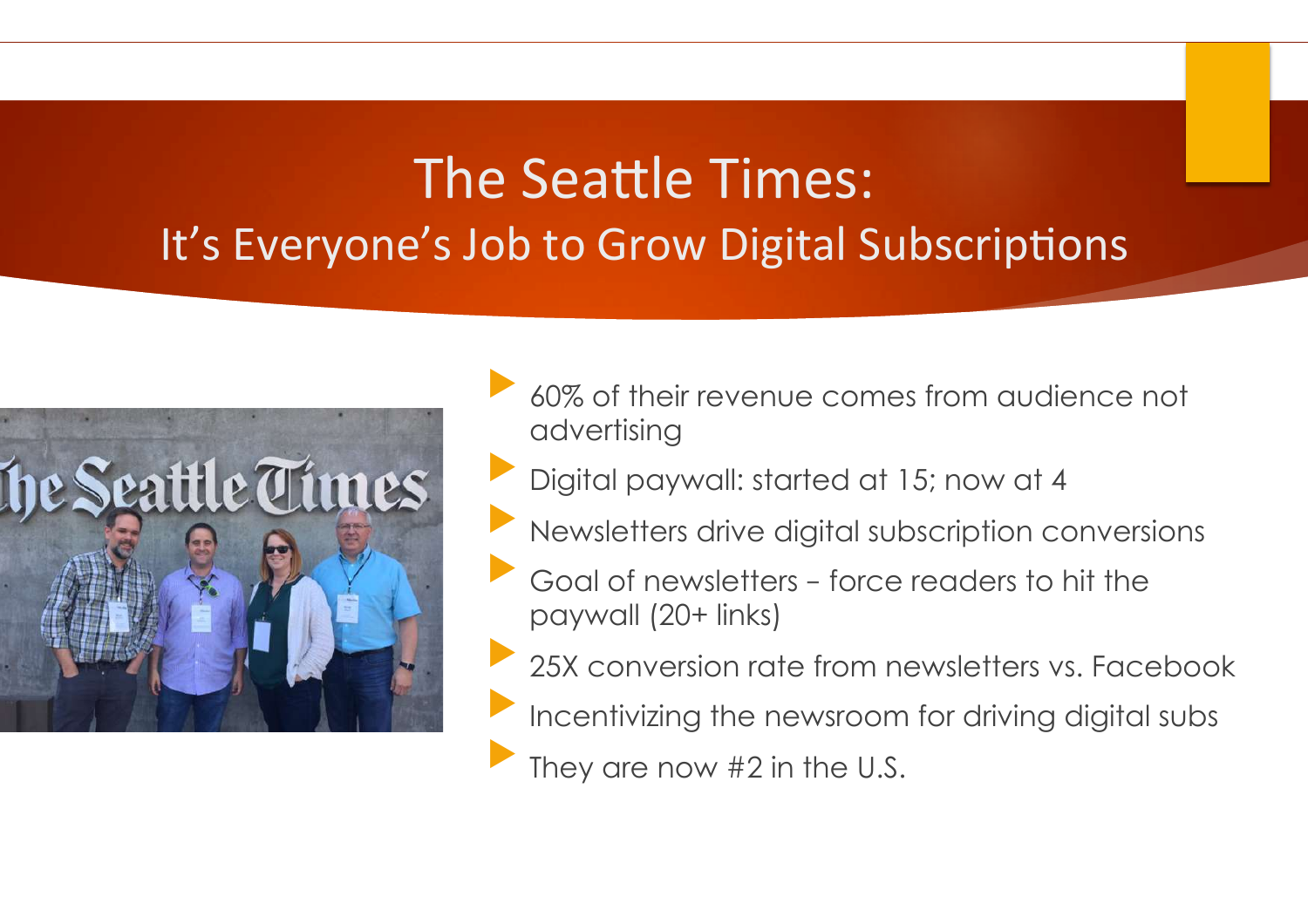# The Seattle Times:

## It's Everyone's Job to Grow Digital Subscriptions

- 60% of their revenue comes from audience not advertising
- Digital paywall: started at 15; now at 4
- Newsletters drive digital subscription conversions
- Goal of newsletters – force readers to hit the paywall (20+ links)
- 25X conversion rate from newsletters vs. Facebook
- Incentivizing the newsroom for driving digital subs
- They are now #2 in the U.S.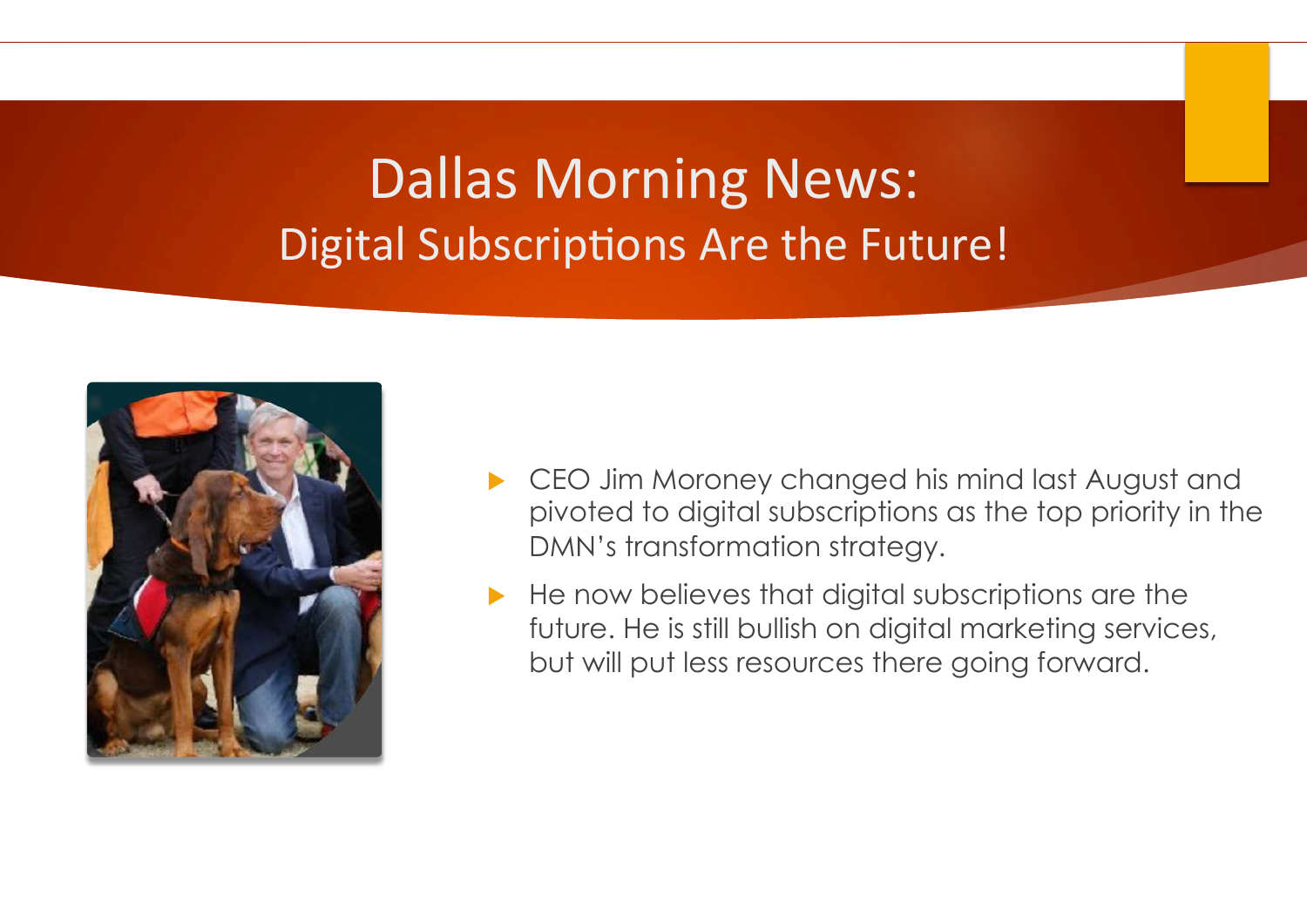# Dallas Morning News:
## Digital Subscriptions Are the Future!

- CEO Jim Moroney changed his mind last August and pivoted to digital subscriptions as the top priority in the DMN's transformation strategy.
- He now believes that digital subscriptions are the future. He is still bullish on digital marketing services, but will put less resources there going forward.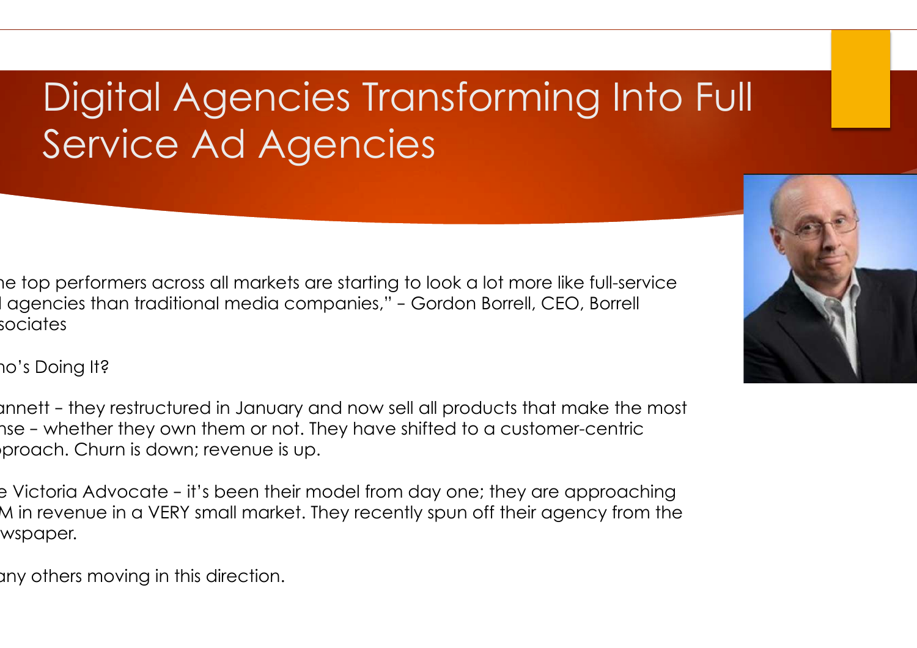# Digital Agencies Transforming Into Full Service Ad Agencies

he top performers across all markets are starting to look a lot more like full-service l agencies than traditional media companies," – Gordon Borrell, CEO, Borrell sociates

ho's Doing It?

annett – they restructured in January and now sell all products that make the most nse – whether they own them or not. They have shifted to a customer-centric pproach. Churn is down; revenue is up.

e Victoria Advocate – it's been their model from day one; they are approaching M in revenue in a VERY small market. They recently spun off their agency from the wspaper.

any others moving in this direction.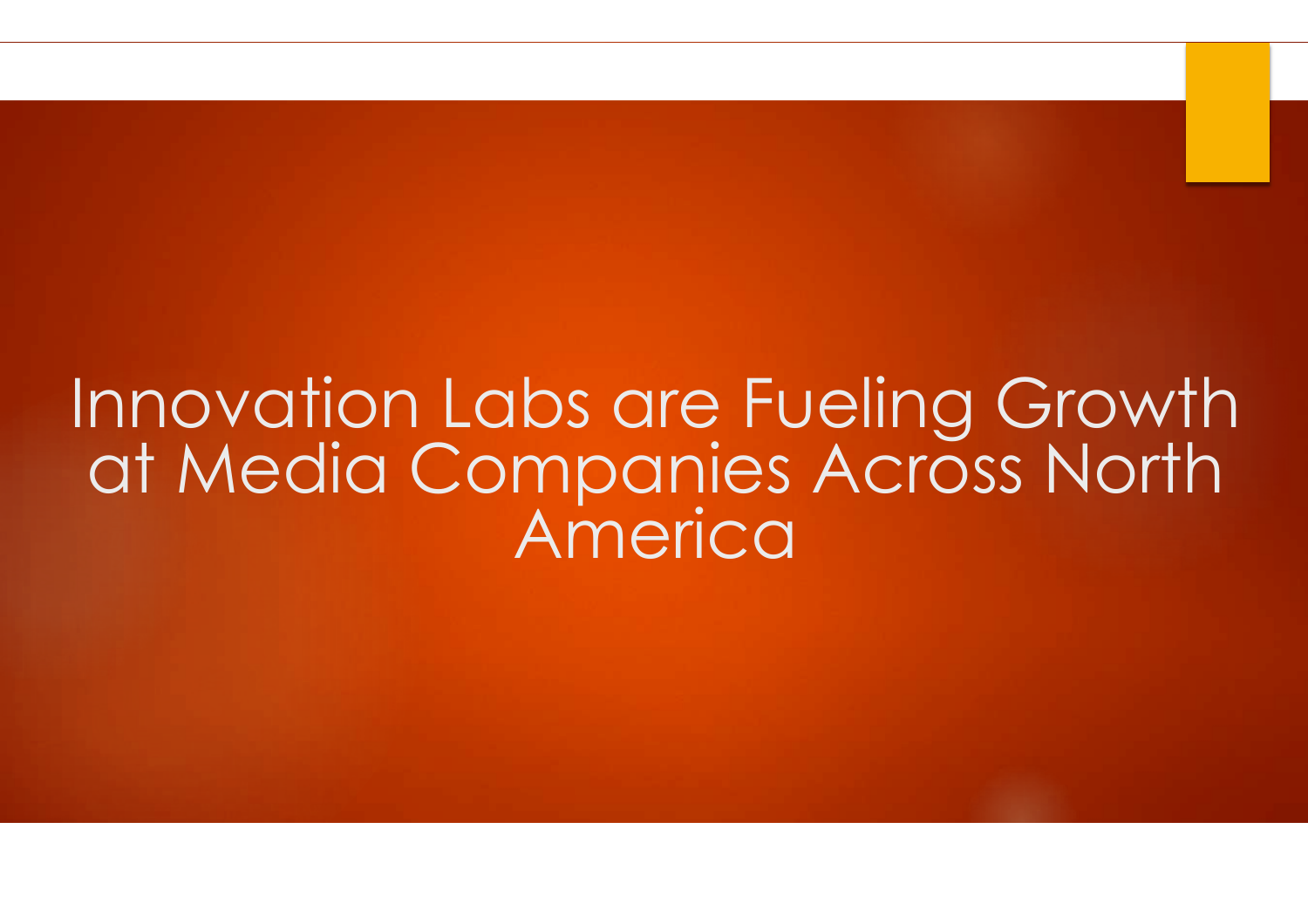# Innovation Labs are Fueling Growth at Media Companies Across North America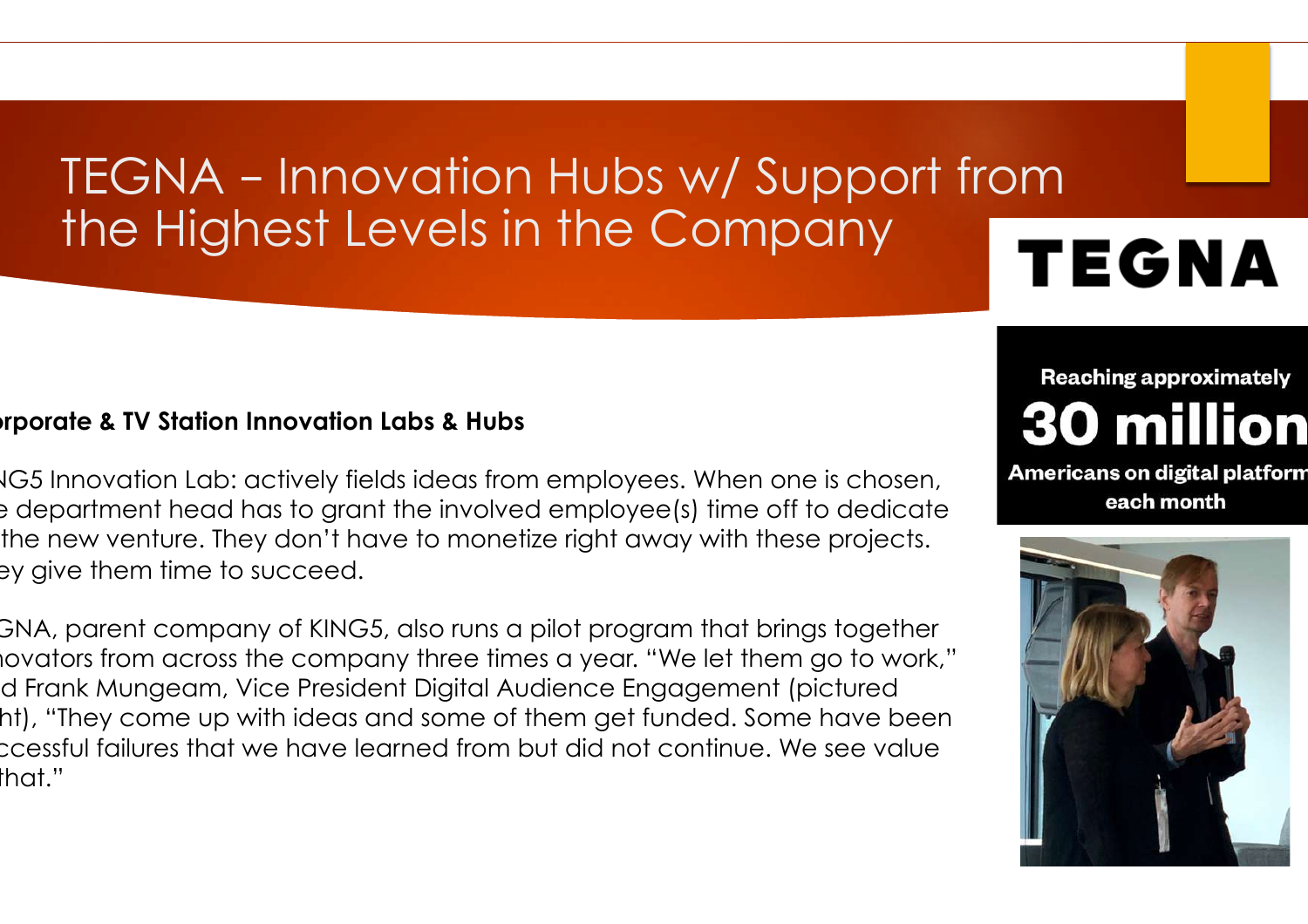# TEGNA – Innovation Hubs w/ Support from the Highest Levels in the Company

**TEGNA**

Reaching approximately

**30 million**

Americans on digital platform each month

**rporate & TV Station Innovation Labs & Hubs**

NG5 Innovation Lab: actively fields ideas from employees. When one is chosen, e department head has to grant the involved employee(s) time off to dedicate the new venture. They don't have to monetize right away with these projects. ey give them time to succeed.

GNA, parent company of KING5, also runs a pilot program that brings together novators from across the company three times a year. "We let them go to work," d Frank Mungeam, Vice President Digital Audience Engagement (pictured ht), "They come up with ideas and some of them get funded. Some have been ccessful failures that we have learned from but did not continue. We see value that."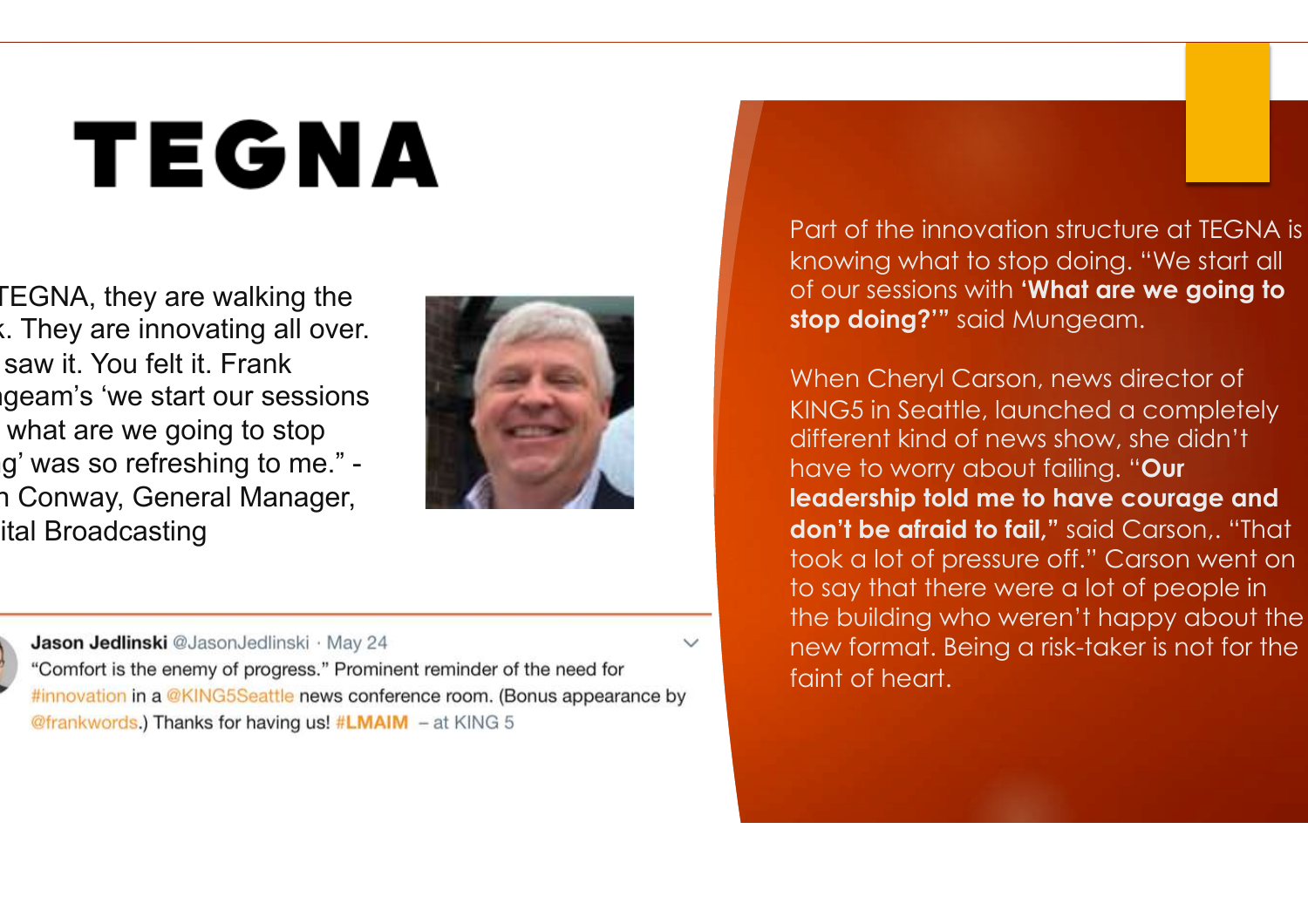# TEGNA

TEGNA, they are walking the
. They are innovating all over.
saw it. You felt it. Frank
geam's 'we start our sessions
what are we going to stop
g' was so refreshing to me." -
n Conway, General Manager,
ital Broadcasting

**Jason Jedlinski** @JasonJedlinski · May 24

"Comfort is the enemy of progress." Prominent reminder of the need for #innovation in a @KING5Seattle news conference room. (Bonus appearance by @frankwords.) Thanks for having us! #LMAIM – at KING 5

Part of the innovation structure at TEGNA is knowing what to stop doing. "We start all of our sessions with **'What are we going to stop doing?'"** said Mungeam.

When Cheryl Carson, news director of KING5 in Seattle, launched a completely different kind of news show, she didn't have to worry about failing. "**Our leadership told me to have courage and don't be afraid to fail,"** said Carson,. "That took a lot of pressure off." Carson went on to say that there were a lot of people in the building who weren't happy about the new format. Being a risk-taker is not for the faint of heart.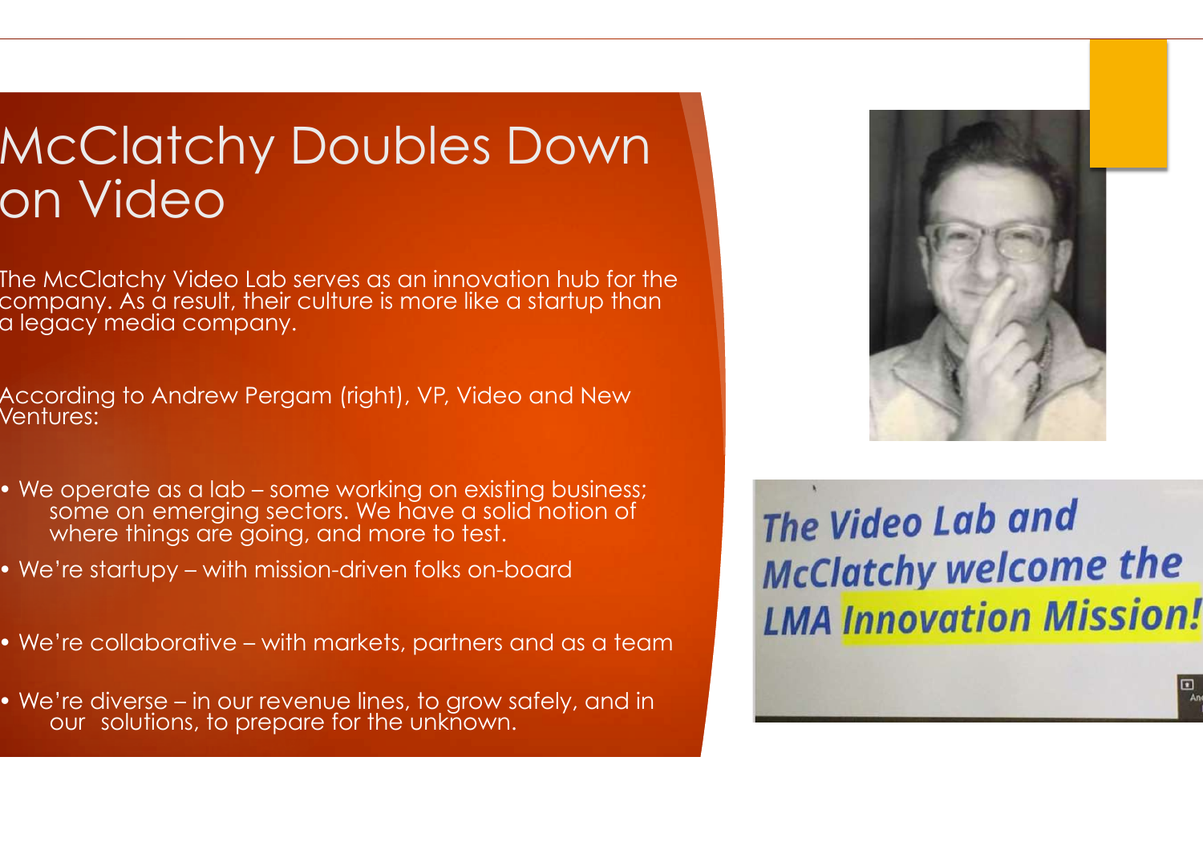# McClatchy Doubles Down on Video

The McClatchy Video Lab serves as an innovation hub for the company. As a result, their culture is more like a startup than a legacy media company.

According to Andrew Pergam (right), VP, Video and New Ventures:

- We operate as a lab – some working on existing business; some on emerging sectors. We have a solid notion of where things are going, and more to test.
- We're startupy – with mission-driven folks on-board
- We're collaborative – with markets, partners and as a team
- We're diverse – in our revenue lines, to grow safely, and in our solutions, to prepare for the unknown.

*The Video Lab and McClatchy welcome the LMA Innovation Mission!*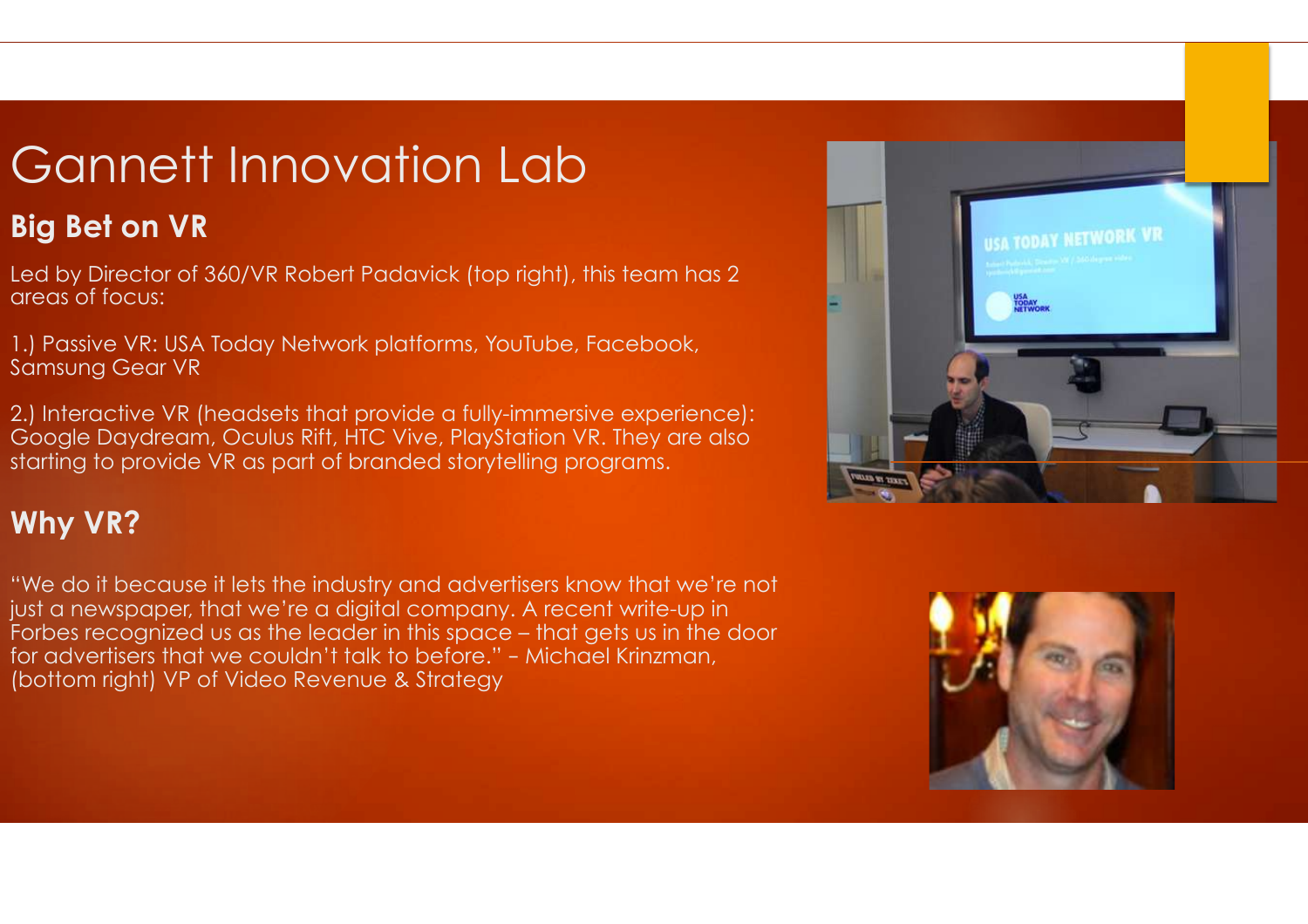# Gannett Innovation Lab

## Big Bet on VR

Led by Director of 360/VR Robert Padavick (top right), this team has 2 areas of focus:

1.) Passive VR: USA Today Network platforms, YouTube, Facebook, Samsung Gear VR

2.) Interactive VR (headsets that provide a fully-immersive experience): Google Daydream, Oculus Rift, HTC Vive, PlayStation VR. They are also starting to provide VR as part of branded storytelling programs.

## Why VR?

"We do it because it lets the industry and advertisers know that we're not just a newspaper, that we're a digital company. A recent write-up in Forbes recognized us as the leader in this space – that gets us in the door for advertisers that we couldn't talk to before." – Michael Krinzman, (bottom right) VP of Video Revenue & Strategy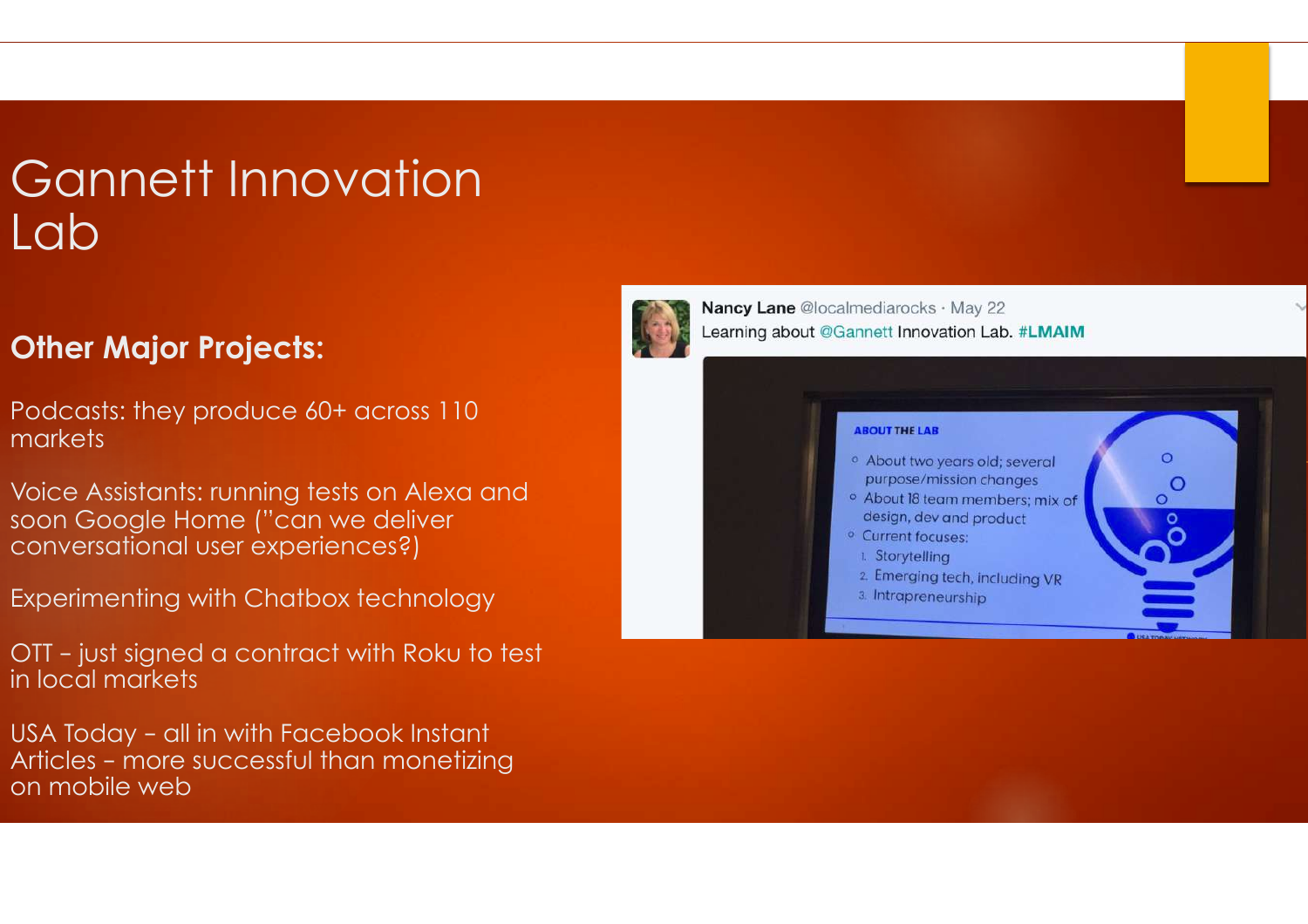# Gannett Innovation Lab

**Other Major Projects:**

Podcasts: they produce 60+ across 110 markets

Voice Assistants: running tests on Alexa and soon Google Home ("can we deliver conversational user experiences?)

Experimenting with Chatbox technology

OTT – just signed a contract with Roku to test in local markets

USA Today – all in with Facebook Instant Articles – more successful than monetizing on mobile web

**Nancy Lane** @localmediarocks · May 22
Learning about @Gannett Innovation Lab. #LMAIM

ABOUT THE LAB

- About two years old; several purpose/mission changes
- About 18 team members; mix of design, dev and product
- Current focuses:
  1. Storytelling
  2. Emerging tech, including VR
  3. Intrapreneurship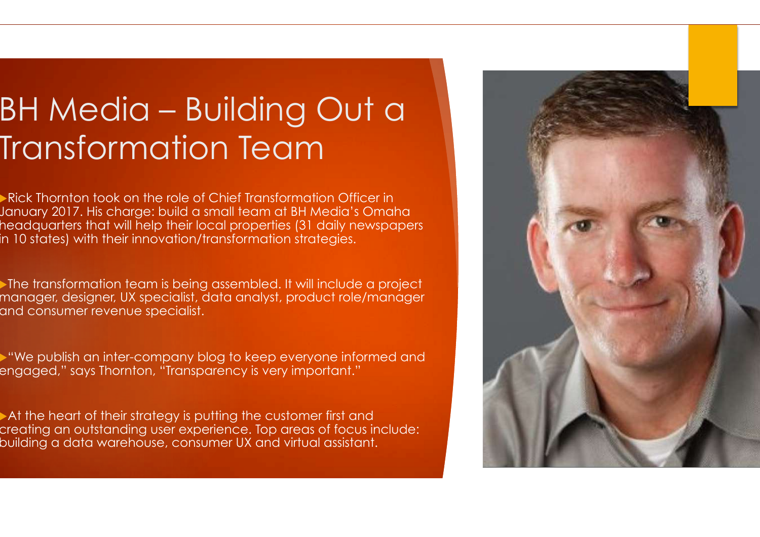# BH Media – Building Out a Transformation Team

- Rick Thornton took on the role of Chief Transformation Officer in January 2017. His charge: build a small team at BH Media's Omaha headquarters that will help their local properties (31 daily newspapers in 10 states) with their innovation/transformation strategies.

- The transformation team is being assembled. It will include a project manager, designer, UX specialist, data analyst, product role/manager and consumer revenue specialist.

- "We publish an inter-company blog to keep everyone informed and engaged," says Thornton, "Transparency is very important."

- At the heart of their strategy is putting the customer first and creating an outstanding user experience. Top areas of focus include: building a data warehouse, consumer UX and virtual assistant.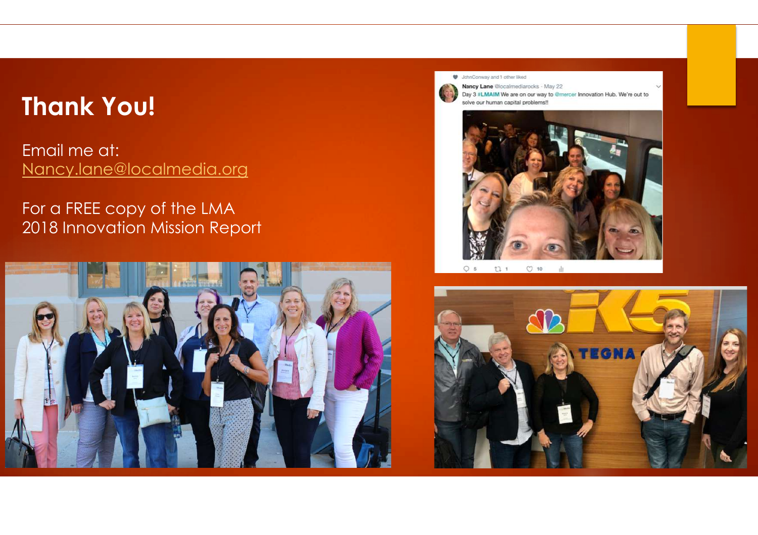# Thank You!

Email me at:
Nancy.lane@localmedia.org

For a FREE copy of the LMA 2018 Innovation Mission Report